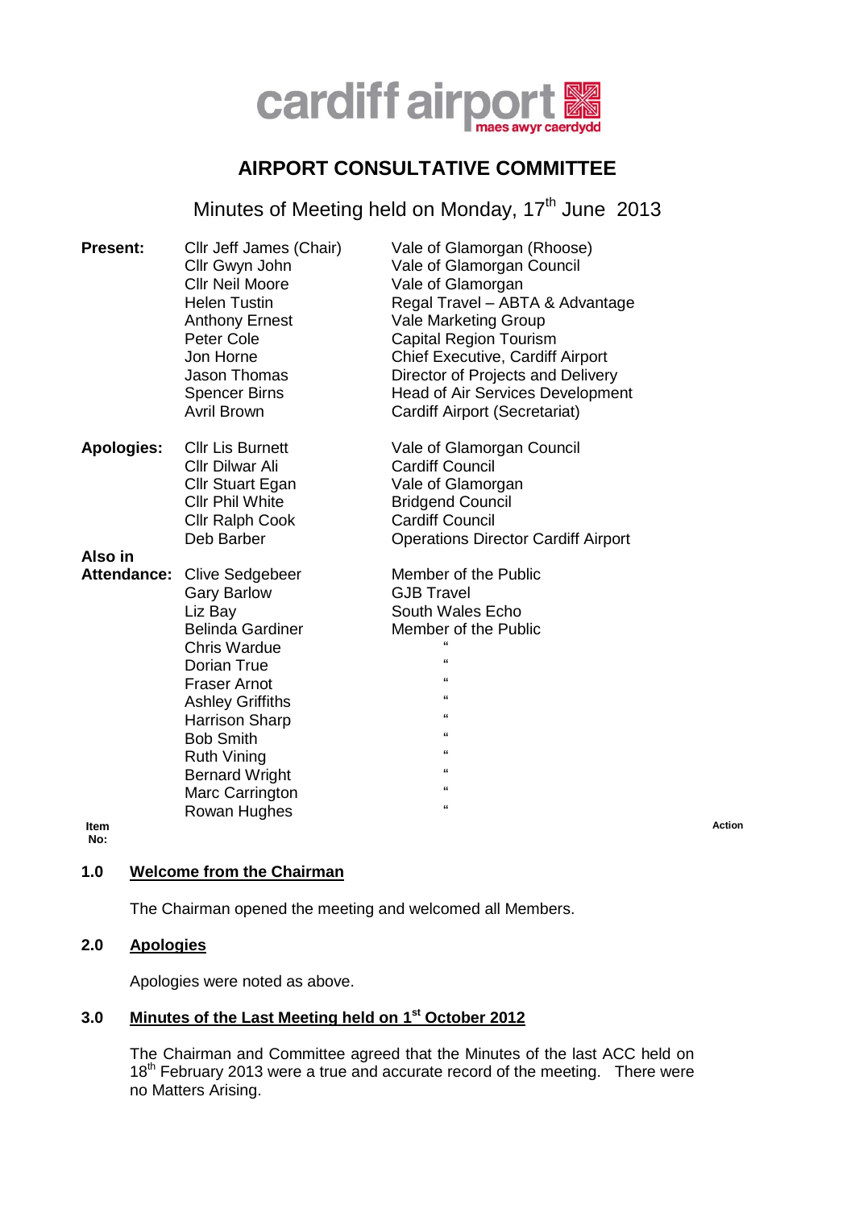cardiff airport maes awyr caerdydd

# AIRPORT CONSULTATIVE COMMITTEE

## Minutes of Meeting held on Monday, 17th June 2013

| | | |
|---|---|---|
| **Present:** | Cllr Jeff James (Chair) | Vale of Glamorgan (Rhoose) |
| | Cllr Gwyn John | Vale of Glamorgan Council |
| | Cllr Neil Moore | Vale of Glamorgan |
| | Helen Tustin | Regal Travel – ABTA & Advantage |
| | Anthony Ernest | Vale Marketing Group |
| | Peter Cole | Capital Region Tourism |
| | Jon Horne | Chief Executive, Cardiff Airport |
| | Jason Thomas | Director of Projects and Delivery |
| | Spencer Birns | Head of Air Services Development |
| | Avril Brown | Cardiff Airport (Secretariat) |
| **Apologies:** | Cllr Lis Burnett | Vale of Glamorgan Council |
| | Cllr Dilwar Ali | Cardiff Council |
| | Cllr Stuart Egan | Vale of Glamorgan |
| | Cllr Phil White | Bridgend Council |
| | Cllr Ralph Cook | Cardiff Council |
| | Deb Barber | Operations Director Cardiff Airport |
| **Also in Attendance:** | Clive Sedgebeer | Member of the Public |
| | Gary Barlow | GJB Travel |
| | Liz Bay | South Wales Echo |
| | Belinda Gardiner | Member of the Public |
| | Chris Wardue | " |
| | Dorian True | " |
| | Fraser Arnot | " |
| | Ashley Griffiths | " |
| | Harrison Sharp | " |
| | Bob Smith | " |
| | Ruth Vining | " |
| | Bernard Wright | " |
| | Marc Carrington | " |
| | Rowan Hughes | " |

**Item No:** | **Action**

### 1.0 Welcome from the Chairman

The Chairman opened the meeting and welcomed all Members.

### 2.0 Apologies

Apologies were noted as above.

### 3.0 Minutes of the Last Meeting held on 1st October 2012

The Chairman and Committee agreed that the Minutes of the last ACC held on 18th February 2013 were a true and accurate record of the meeting. There were no Matters Arising.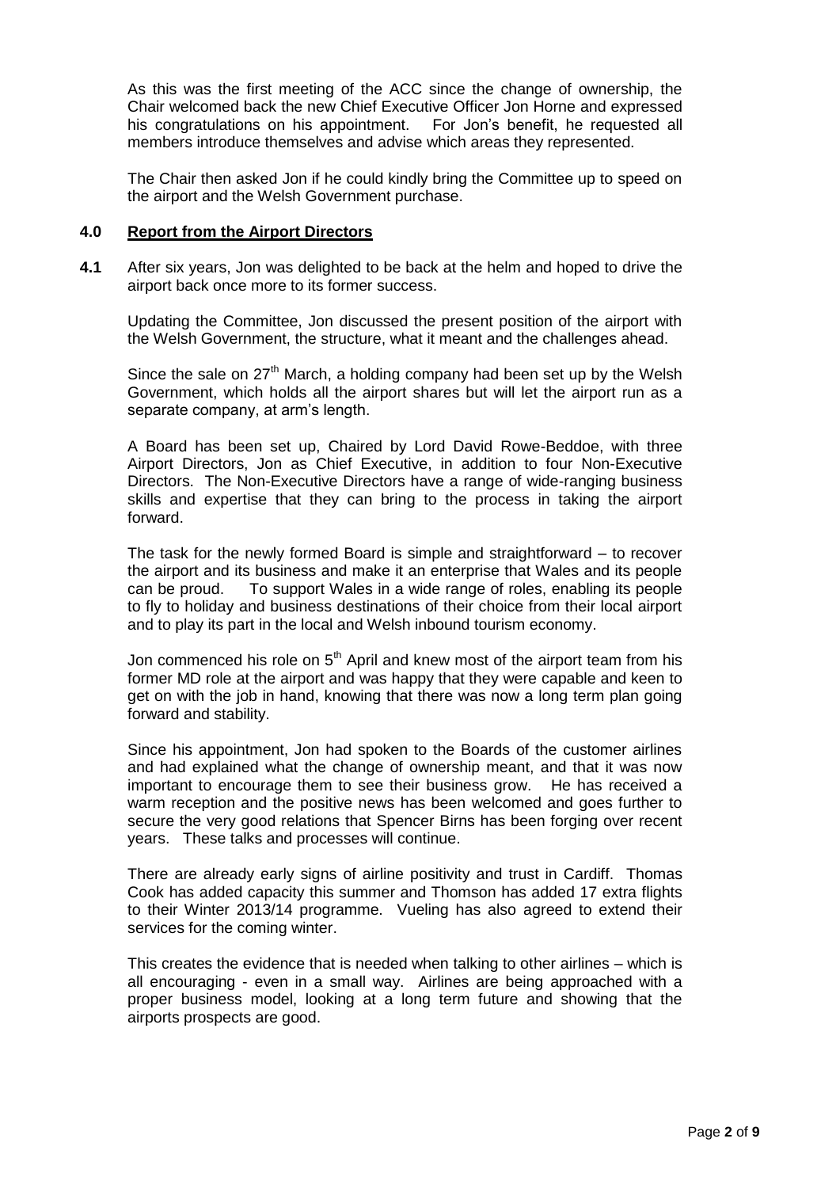As this was the first meeting of the ACC since the change of ownership, the Chair welcomed back the new Chief Executive Officer Jon Horne and expressed his congratulations on his appointment. For Jon's benefit, he requested all members introduce themselves and advise which areas they represented.

The Chair then asked Jon if he could kindly bring the Committee up to speed on the airport and the Welsh Government purchase.

## 4.0 Report from the Airport Directors

**4.1** After six years, Jon was delighted to be back at the helm and hoped to drive the airport back once more to its former success.

Updating the Committee, Jon discussed the present position of the airport with the Welsh Government, the structure, what it meant and the challenges ahead.

Since the sale on 27th March, a holding company had been set up by the Welsh Government, which holds all the airport shares but will let the airport run as a separate company, at arm's length.

A Board has been set up, Chaired by Lord David Rowe-Beddoe, with three Airport Directors, Jon as Chief Executive, in addition to four Non-Executive Directors. The Non-Executive Directors have a range of wide-ranging business skills and expertise that they can bring to the process in taking the airport forward.

The task for the newly formed Board is simple and straightforward – to recover the airport and its business and make it an enterprise that Wales and its people can be proud. To support Wales in a wide range of roles, enabling its people to fly to holiday and business destinations of their choice from their local airport and to play its part in the local and Welsh inbound tourism economy.

Jon commenced his role on 5th April and knew most of the airport team from his former MD role at the airport and was happy that they were capable and keen to get on with the job in hand, knowing that there was now a long term plan going forward and stability.

Since his appointment, Jon had spoken to the Boards of the customer airlines and had explained what the change of ownership meant, and that it was now important to encourage them to see their business grow. He has received a warm reception and the positive news has been welcomed and goes further to secure the very good relations that Spencer Birns has been forging over recent years. These talks and processes will continue.

There are already early signs of airline positivity and trust in Cardiff. Thomas Cook has added capacity this summer and Thomson has added 17 extra flights to their Winter 2013/14 programme. Vueling has also agreed to extend their services for the coming winter.

This creates the evidence that is needed when talking to other airlines – which is all encouraging - even in a small way. Airlines are being approached with a proper business model, looking at a long term future and showing that the airports prospects are good.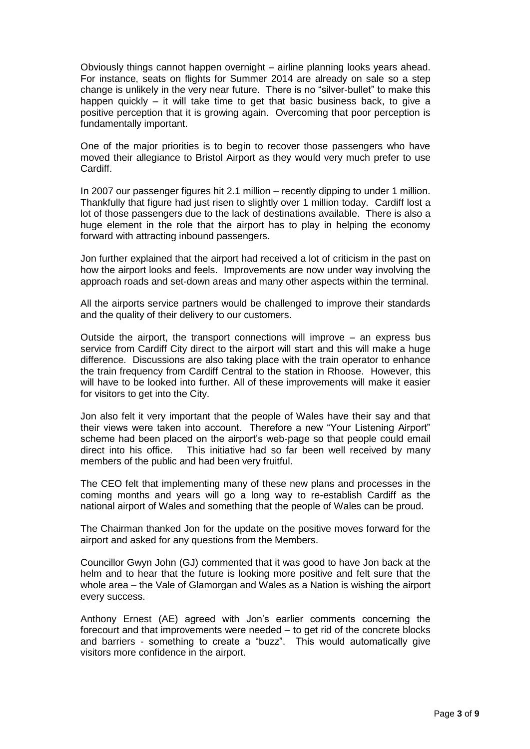Obviously things cannot happen overnight – airline planning looks years ahead. For instance, seats on flights for Summer 2014 are already on sale so a step change is unlikely in the very near future. There is no "silver-bullet" to make this happen quickly – it will take time to get that basic business back, to give a positive perception that it is growing again. Overcoming that poor perception is fundamentally important.

One of the major priorities is to begin to recover those passengers who have moved their allegiance to Bristol Airport as they would very much prefer to use Cardiff.

In 2007 our passenger figures hit 2.1 million – recently dipping to under 1 million. Thankfully that figure had just risen to slightly over 1 million today. Cardiff lost a lot of those passengers due to the lack of destinations available. There is also a huge element in the role that the airport has to play in helping the economy forward with attracting inbound passengers.

Jon further explained that the airport had received a lot of criticism in the past on how the airport looks and feels. Improvements are now under way involving the approach roads and set-down areas and many other aspects within the terminal.

All the airports service partners would be challenged to improve their standards and the quality of their delivery to our customers.

Outside the airport, the transport connections will improve – an express bus service from Cardiff City direct to the airport will start and this will make a huge difference. Discussions are also taking place with the train operator to enhance the train frequency from Cardiff Central to the station in Rhoose. However, this will have to be looked into further. All of these improvements will make it easier for visitors to get into the City.

Jon also felt it very important that the people of Wales have their say and that their views were taken into account. Therefore a new "Your Listening Airport" scheme had been placed on the airport's web-page so that people could email direct into his office. This initiative had so far been well received by many members of the public and had been very fruitful.

The CEO felt that implementing many of these new plans and processes in the coming months and years will go a long way to re-establish Cardiff as the national airport of Wales and something that the people of Wales can be proud.

The Chairman thanked Jon for the update on the positive moves forward for the airport and asked for any questions from the Members.

Councillor Gwyn John (GJ) commented that it was good to have Jon back at the helm and to hear that the future is looking more positive and felt sure that the whole area – the Vale of Glamorgan and Wales as a Nation is wishing the airport every success.

Anthony Ernest (AE) agreed with Jon's earlier comments concerning the forecourt and that improvements were needed – to get rid of the concrete blocks and barriers - something to create a "buzz". This would automatically give visitors more confidence in the airport.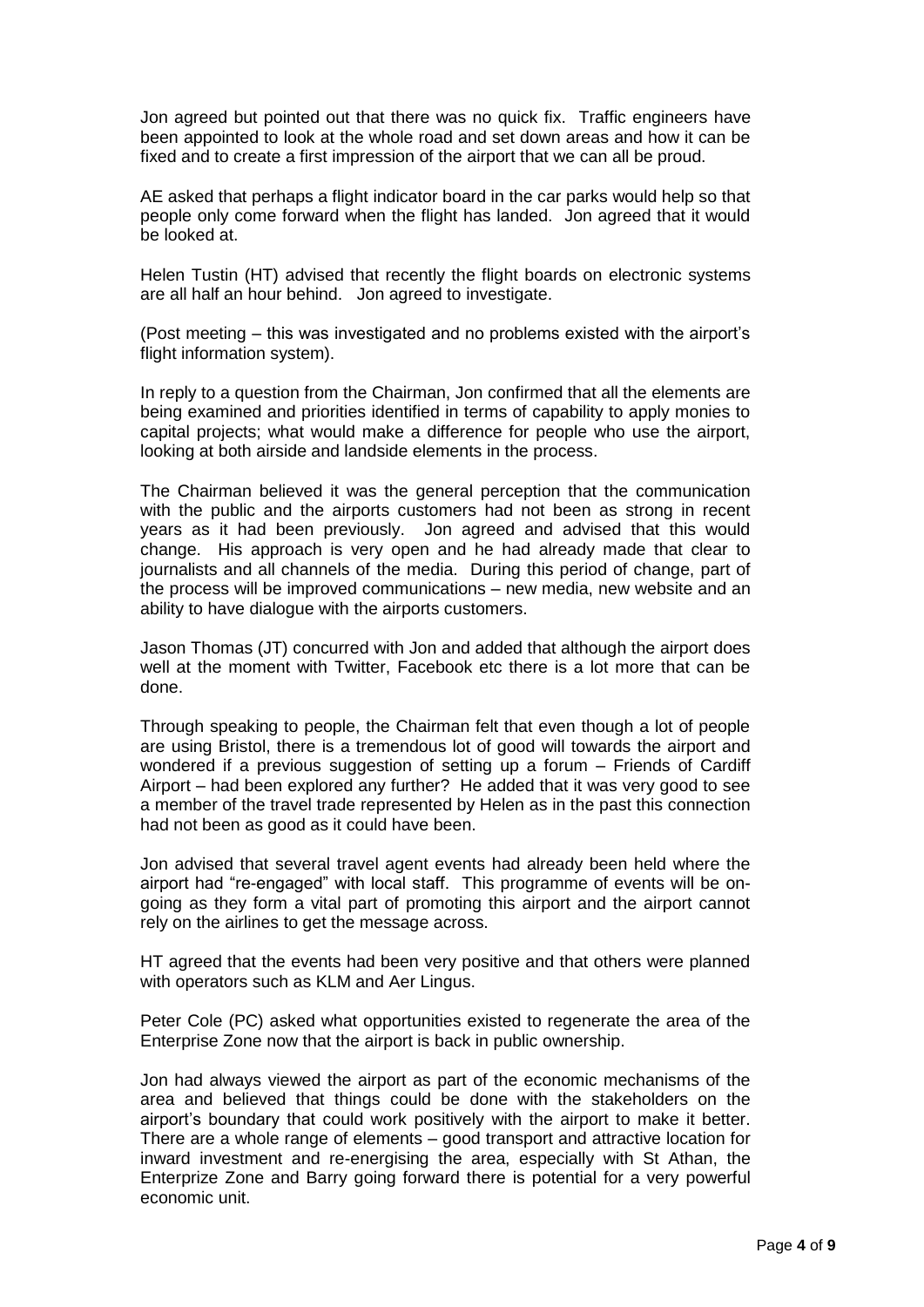Jon agreed but pointed out that there was no quick fix. Traffic engineers have been appointed to look at the whole road and set down areas and how it can be fixed and to create a first impression of the airport that we can all be proud.

AE asked that perhaps a flight indicator board in the car parks would help so that people only come forward when the flight has landed. Jon agreed that it would be looked at.

Helen Tustin (HT) advised that recently the flight boards on electronic systems are all half an hour behind. Jon agreed to investigate.

(Post meeting – this was investigated and no problems existed with the airport's flight information system).

In reply to a question from the Chairman, Jon confirmed that all the elements are being examined and priorities identified in terms of capability to apply monies to capital projects; what would make a difference for people who use the airport, looking at both airside and landside elements in the process.

The Chairman believed it was the general perception that the communication with the public and the airports customers had not been as strong in recent years as it had been previously. Jon agreed and advised that this would change. His approach is very open and he had already made that clear to journalists and all channels of the media. During this period of change, part of the process will be improved communications – new media, new website and an ability to have dialogue with the airports customers.

Jason Thomas (JT) concurred with Jon and added that although the airport does well at the moment with Twitter, Facebook etc there is a lot more that can be done.

Through speaking to people, the Chairman felt that even though a lot of people are using Bristol, there is a tremendous lot of good will towards the airport and wondered if a previous suggestion of setting up a forum – Friends of Cardiff Airport – had been explored any further? He added that it was very good to see a member of the travel trade represented by Helen as in the past this connection had not been as good as it could have been.

Jon advised that several travel agent events had already been held where the airport had "re-engaged" with local staff. This programme of events will be on-going as they form a vital part of promoting this airport and the airport cannot rely on the airlines to get the message across.

HT agreed that the events had been very positive and that others were planned with operators such as KLM and Aer Lingus.

Peter Cole (PC) asked what opportunities existed to regenerate the area of the Enterprise Zone now that the airport is back in public ownership.

Jon had always viewed the airport as part of the economic mechanisms of the area and believed that things could be done with the stakeholders on the airport's boundary that could work positively with the airport to make it better. There are a whole range of elements – good transport and attractive location for inward investment and re-energising the area, especially with St Athan, the Enterprize Zone and Barry going forward there is potential for a very powerful economic unit.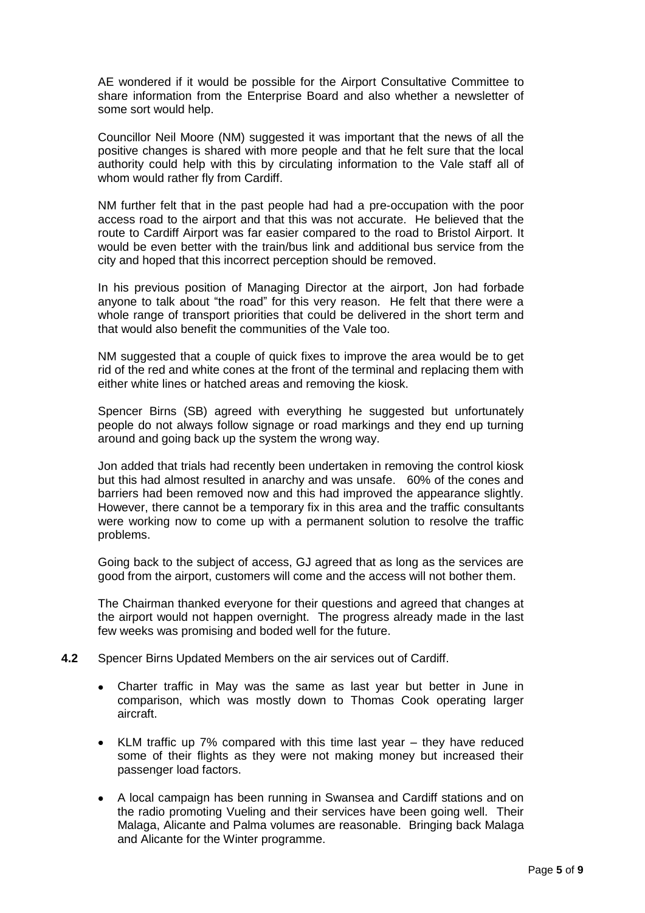AE wondered if it would be possible for the Airport Consultative Committee to share information from the Enterprise Board and also whether a newsletter of some sort would help.

Councillor Neil Moore (NM) suggested it was important that the news of all the positive changes is shared with more people and that he felt sure that the local authority could help with this by circulating information to the Vale staff all of whom would rather fly from Cardiff.

NM further felt that in the past people had had a pre-occupation with the poor access road to the airport and that this was not accurate. He believed that the route to Cardiff Airport was far easier compared to the road to Bristol Airport. It would be even better with the train/bus link and additional bus service from the city and hoped that this incorrect perception should be removed.

In his previous position of Managing Director at the airport, Jon had forbade anyone to talk about "the road" for this very reason. He felt that there were a whole range of transport priorities that could be delivered in the short term and that would also benefit the communities of the Vale too.

NM suggested that a couple of quick fixes to improve the area would be to get rid of the red and white cones at the front of the terminal and replacing them with either white lines or hatched areas and removing the kiosk.

Spencer Birns (SB) agreed with everything he suggested but unfortunately people do not always follow signage or road markings and they end up turning around and going back up the system the wrong way.

Jon added that trials had recently been undertaken in removing the control kiosk but this had almost resulted in anarchy and was unsafe. 60% of the cones and barriers had been removed now and this had improved the appearance slightly. However, there cannot be a temporary fix in this area and the traffic consultants were working now to come up with a permanent solution to resolve the traffic problems.

Going back to the subject of access, GJ agreed that as long as the services are good from the airport, customers will come and the access will not bother them.

The Chairman thanked everyone for their questions and agreed that changes at the airport would not happen overnight. The progress already made in the last few weeks was promising and boded well for the future.

**4.2** Spencer Birns Updated Members on the air services out of Cardiff.

- Charter traffic in May was the same as last year but better in June in comparison, which was mostly down to Thomas Cook operating larger aircraft.
- KLM traffic up 7% compared with this time last year – they have reduced some of their flights as they were not making money but increased their passenger load factors.
- A local campaign has been running in Swansea and Cardiff stations and on the radio promoting Vueling and their services have been going well. Their Malaga, Alicante and Palma volumes are reasonable. Bringing back Malaga and Alicante for the Winter programme.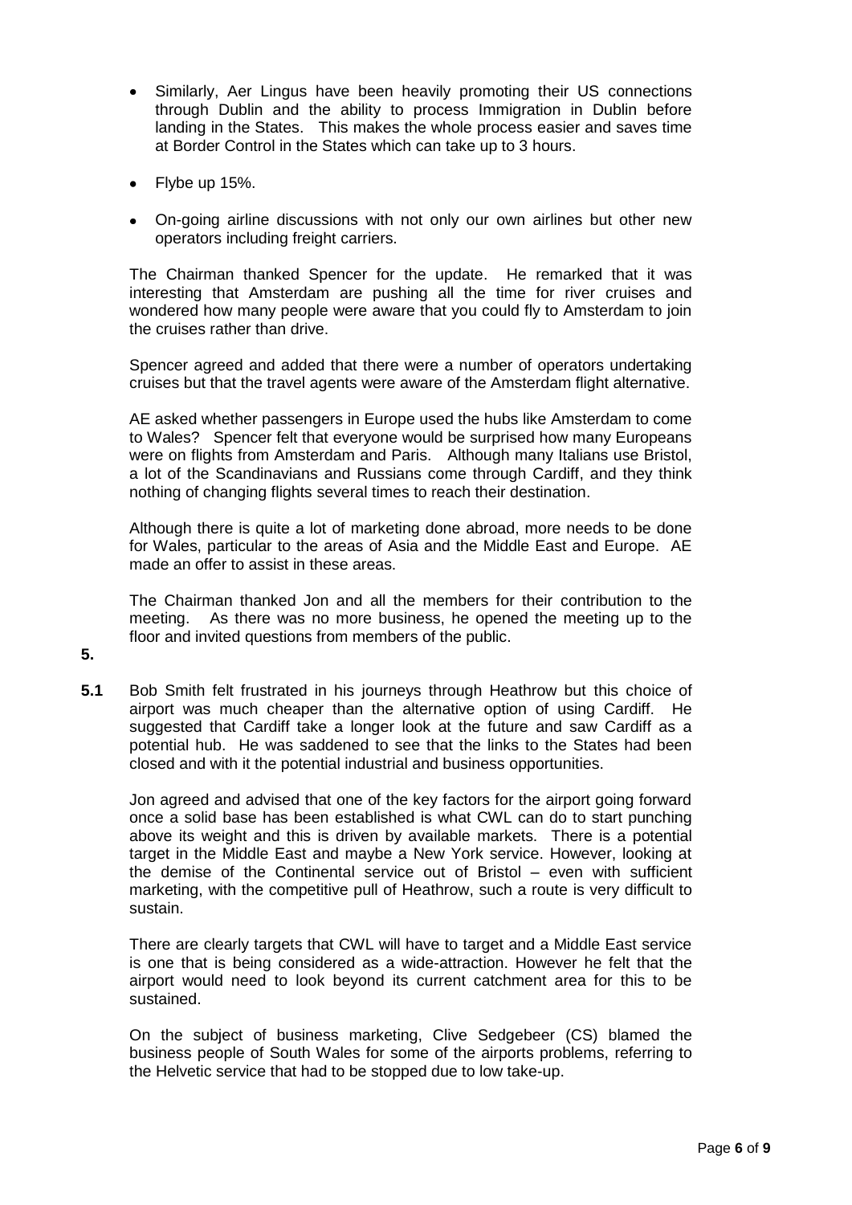- Similarly, Aer Lingus have been heavily promoting their US connections through Dublin and the ability to process Immigration in Dublin before landing in the States. This makes the whole process easier and saves time at Border Control in the States which can take up to 3 hours.
- Flybe up 15%.
- On-going airline discussions with not only our own airlines but other new operators including freight carriers.

The Chairman thanked Spencer for the update. He remarked that it was interesting that Amsterdam are pushing all the time for river cruises and wondered how many people were aware that you could fly to Amsterdam to join the cruises rather than drive.

Spencer agreed and added that there were a number of operators undertaking cruises but that the travel agents were aware of the Amsterdam flight alternative.

AE asked whether passengers in Europe used the hubs like Amsterdam to come to Wales? Spencer felt that everyone would be surprised how many Europeans were on flights from Amsterdam and Paris. Although many Italians use Bristol, a lot of the Scandinavians and Russians come through Cardiff, and they think nothing of changing flights several times to reach their destination.

Although there is quite a lot of marketing done abroad, more needs to be done for Wales, particular to the areas of Asia and the Middle East and Europe. AE made an offer to assist in these areas.

The Chairman thanked Jon and all the members for their contribution to the meeting. As there was no more business, he opened the meeting up to the floor and invited questions from members of the public.

**5.**

**5.1** Bob Smith felt frustrated in his journeys through Heathrow but this choice of airport was much cheaper than the alternative option of using Cardiff. He suggested that Cardiff take a longer look at the future and saw Cardiff as a potential hub. He was saddened to see that the links to the States had been closed and with it the potential industrial and business opportunities.

Jon agreed and advised that one of the key factors for the airport going forward once a solid base has been established is what CWL can do to start punching above its weight and this is driven by available markets. There is a potential target in the Middle East and maybe a New York service. However, looking at the demise of the Continental service out of Bristol – even with sufficient marketing, with the competitive pull of Heathrow, such a route is very difficult to sustain.

There are clearly targets that CWL will have to target and a Middle East service is one that is being considered as a wide-attraction. However he felt that the airport would need to look beyond its current catchment area for this to be sustained.

On the subject of business marketing, Clive Sedgebeer (CS) blamed the business people of South Wales for some of the airports problems, referring to the Helvetic service that had to be stopped due to low take-up.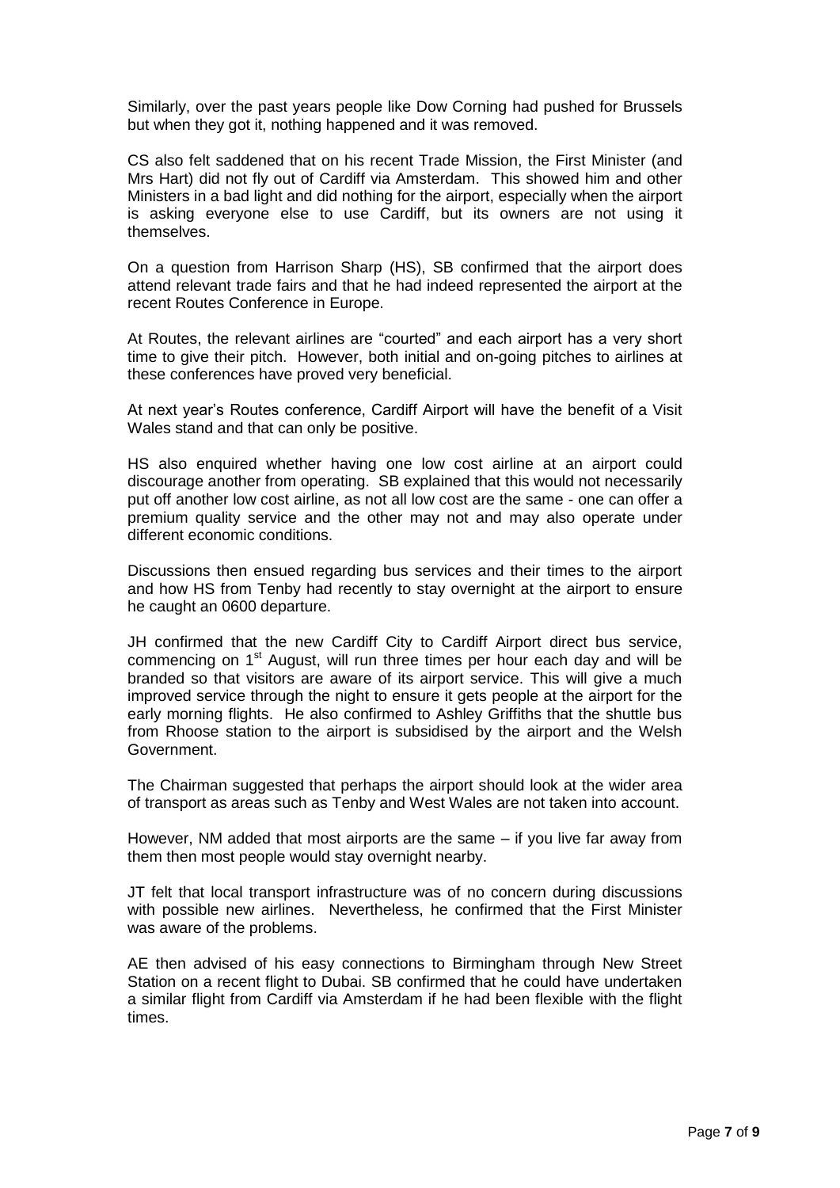Similarly, over the past years people like Dow Corning had pushed for Brussels but when they got it, nothing happened and it was removed.

CS also felt saddened that on his recent Trade Mission, the First Minister (and Mrs Hart) did not fly out of Cardiff via Amsterdam. This showed him and other Ministers in a bad light and did nothing for the airport, especially when the airport is asking everyone else to use Cardiff, but its owners are not using it themselves.

On a question from Harrison Sharp (HS), SB confirmed that the airport does attend relevant trade fairs and that he had indeed represented the airport at the recent Routes Conference in Europe.

At Routes, the relevant airlines are "courted" and each airport has a very short time to give their pitch. However, both initial and on-going pitches to airlines at these conferences have proved very beneficial.

At next year's Routes conference, Cardiff Airport will have the benefit of a Visit Wales stand and that can only be positive.

HS also enquired whether having one low cost airline at an airport could discourage another from operating. SB explained that this would not necessarily put off another low cost airline, as not all low cost are the same - one can offer a premium quality service and the other may not and may also operate under different economic conditions.

Discussions then ensued regarding bus services and their times to the airport and how HS from Tenby had recently to stay overnight at the airport to ensure he caught an 0600 departure.

JH confirmed that the new Cardiff City to Cardiff Airport direct bus service, commencing on 1st August, will run three times per hour each day and will be branded so that visitors are aware of its airport service. This will give a much improved service through the night to ensure it gets people at the airport for the early morning flights. He also confirmed to Ashley Griffiths that the shuttle bus from Rhoose station to the airport is subsidised by the airport and the Welsh Government.

The Chairman suggested that perhaps the airport should look at the wider area of transport as areas such as Tenby and West Wales are not taken into account.

However, NM added that most airports are the same – if you live far away from them then most people would stay overnight nearby.

JT felt that local transport infrastructure was of no concern during discussions with possible new airlines. Nevertheless, he confirmed that the First Minister was aware of the problems.

AE then advised of his easy connections to Birmingham through New Street Station on a recent flight to Dubai. SB confirmed that he could have undertaken a similar flight from Cardiff via Amsterdam if he had been flexible with the flight times.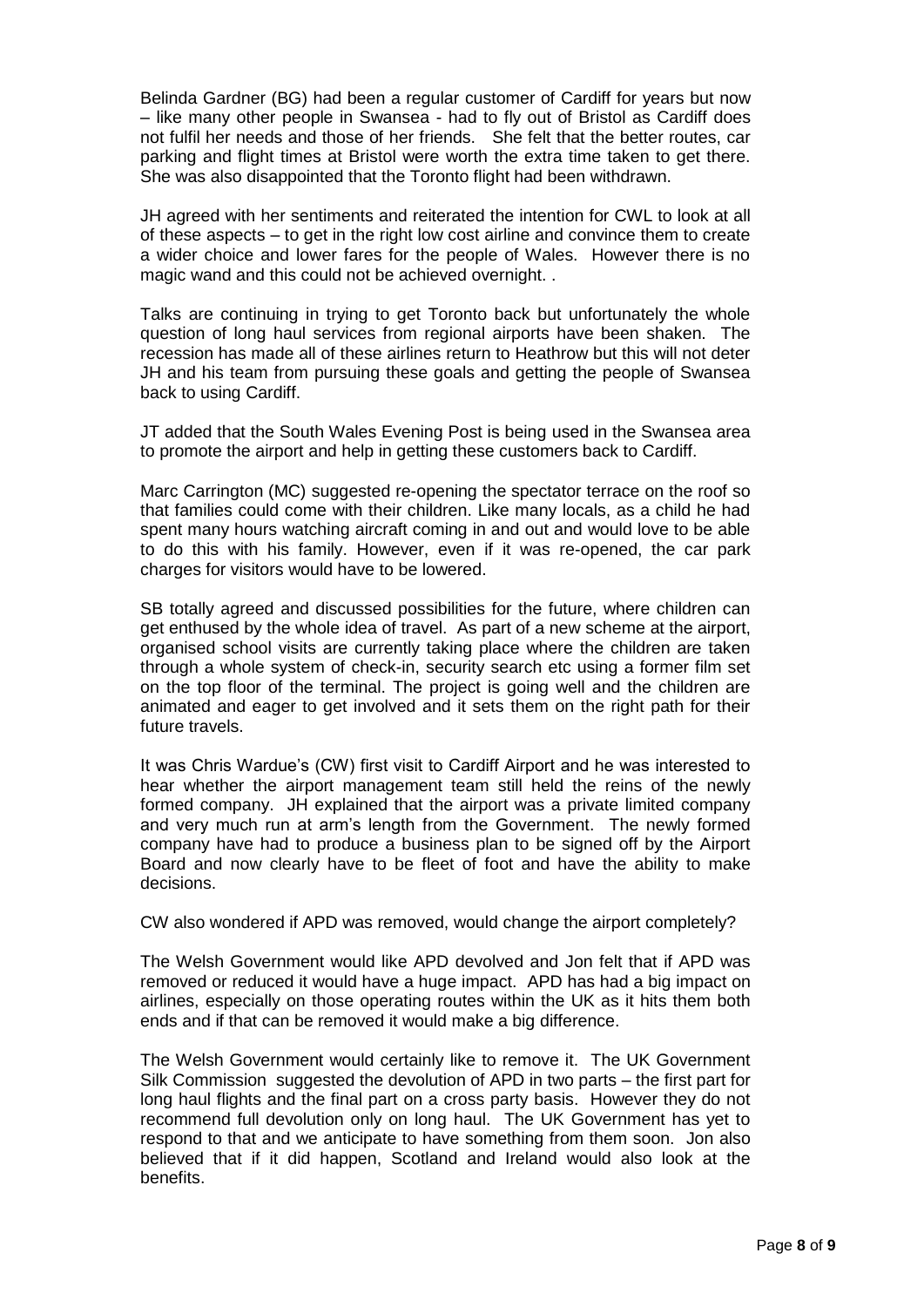Belinda Gardner (BG) had been a regular customer of Cardiff for years but now – like many other people in Swansea - had to fly out of Bristol as Cardiff does not fulfil her needs and those of her friends. She felt that the better routes, car parking and flight times at Bristol were worth the extra time taken to get there. She was also disappointed that the Toronto flight had been withdrawn.

JH agreed with her sentiments and reiterated the intention for CWL to look at all of these aspects – to get in the right low cost airline and convince them to create a wider choice and lower fares for the people of Wales. However there is no magic wand and this could not be achieved overnight. .

Talks are continuing in trying to get Toronto back but unfortunately the whole question of long haul services from regional airports have been shaken. The recession has made all of these airlines return to Heathrow but this will not deter JH and his team from pursuing these goals and getting the people of Swansea back to using Cardiff.

JT added that the South Wales Evening Post is being used in the Swansea area to promote the airport and help in getting these customers back to Cardiff.

Marc Carrington (MC) suggested re-opening the spectator terrace on the roof so that families could come with their children. Like many locals, as a child he had spent many hours watching aircraft coming in and out and would love to be able to do this with his family. However, even if it was re-opened, the car park charges for visitors would have to be lowered.

SB totally agreed and discussed possibilities for the future, where children can get enthused by the whole idea of travel. As part of a new scheme at the airport, organised school visits are currently taking place where the children are taken through a whole system of check-in, security search etc using a former film set on the top floor of the terminal. The project is going well and the children are animated and eager to get involved and it sets them on the right path for their future travels.

It was Chris Wardue's (CW) first visit to Cardiff Airport and he was interested to hear whether the airport management team still held the reins of the newly formed company. JH explained that the airport was a private limited company and very much run at arm's length from the Government. The newly formed company have had to produce a business plan to be signed off by the Airport Board and now clearly have to be fleet of foot and have the ability to make decisions.

CW also wondered if APD was removed, would change the airport completely?

The Welsh Government would like APD devolved and Jon felt that if APD was removed or reduced it would have a huge impact. APD has had a big impact on airlines, especially on those operating routes within the UK as it hits them both ends and if that can be removed it would make a big difference.

The Welsh Government would certainly like to remove it. The UK Government Silk Commission suggested the devolution of APD in two parts – the first part for long haul flights and the final part on a cross party basis. However they do not recommend full devolution only on long haul. The UK Government has yet to respond to that and we anticipate to have something from them soon. Jon also believed that if it did happen, Scotland and Ireland would also look at the benefits.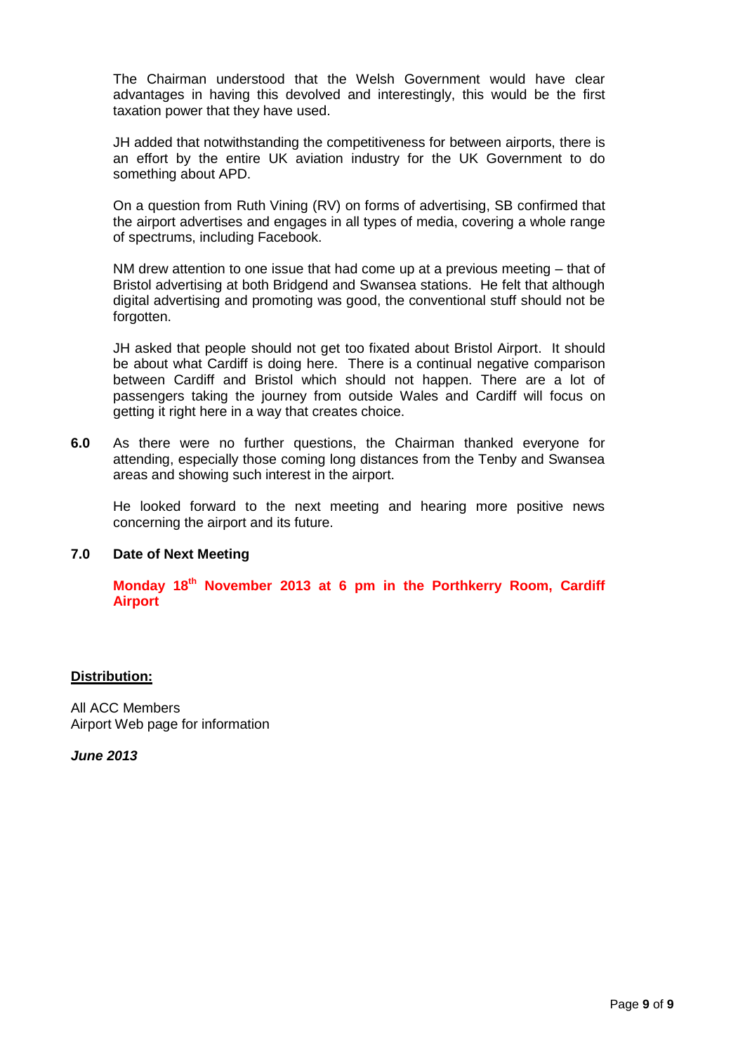The Chairman understood that the Welsh Government would have clear advantages in having this devolved and interestingly, this would be the first taxation power that they have used.

JH added that notwithstanding the competitiveness for between airports, there is an effort by the entire UK aviation industry for the UK Government to do something about APD.

On a question from Ruth Vining (RV) on forms of advertising, SB confirmed that the airport advertises and engages in all types of media, covering a whole range of spectrums, including Facebook.

NM drew attention to one issue that had come up at a previous meeting – that of Bristol advertising at both Bridgend and Swansea stations. He felt that although digital advertising and promoting was good, the conventional stuff should not be forgotten.

JH asked that people should not get too fixated about Bristol Airport. It should be about what Cardiff is doing here. There is a continual negative comparison between Cardiff and Bristol which should not happen. There are a lot of passengers taking the journey from outside Wales and Cardiff will focus on getting it right here in a way that creates choice.

**6.0** As there were no further questions, the Chairman thanked everyone for attending, especially those coming long distances from the Tenby and Swansea areas and showing such interest in the airport.

He looked forward to the next meeting and hearing more positive news concerning the airport and its future.

## 7.0 Date of Next Meeting

**Monday 18th November 2013 at 6 pm in the Porthkerry Room, Cardiff Airport**

**Distribution:**

All ACC Members
Airport Web page for information

***June 2013***